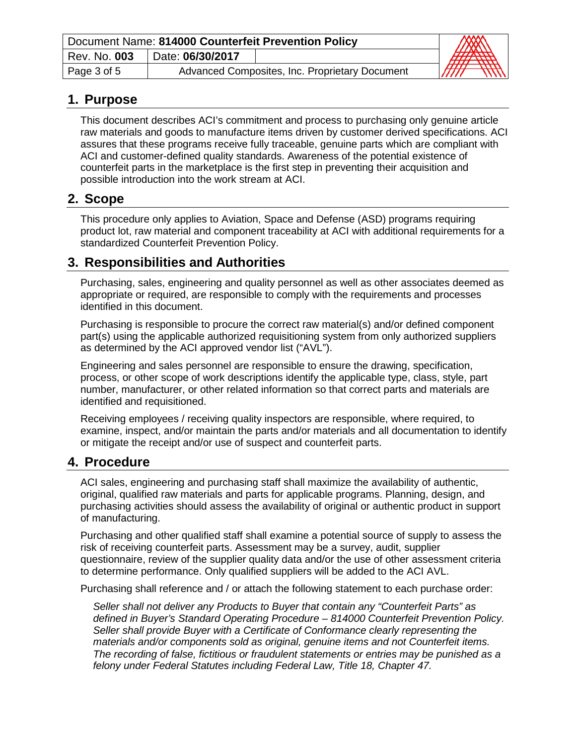## 1. Purpose

This document describes ACI's commitment and process to purchasing only genuine article raw materials and goods to manufacture items driven by customer derived specifications. ACI assures that these programs receive fully traceable, genuine parts which are compliant with ACI and customer-defined quality standards. Awareness of the potential existence of counterfeit parts in the marketplace is the first step in preventing their acquisition and possible introduction into the work stream at ACI.

## 2. Scope

This procedure only applies to Aviation, Space and Defense (ASD) programs requiring product lot, raw material and component traceability at ACI with additional requirements for a standardized Counterfeit Prevention Policy.

## 3. Responsibilities and Authorities

Purchasing, sales, engineering and quality personnel as well as other associates deemed as appropriate or required, are responsible to comply with the requirements and processes identified in this document.

Purchasing is responsible to procure the correct raw material(s) and/or defined component part(s) using the applicable authorized requisitioning system from only authorized suppliers as determined by the ACI approved vendor list ("AVL").

Engineering and sales personnel are responsible to ensure the drawing, specification, process, or other scope of work descriptions identify the applicable type, class, style, part number, manufacturer, or other related information so that correct parts and materials are identified and requisitioned.

Receiving employees / receiving quality inspectors are responsible, where required, to examine, inspect, and/or maintain the parts and/or materials and all documentation to identify or mitigate the receipt and/or use of suspect and counterfeit parts.

## 4. Procedure

ACI sales, engineering and purchasing staff shall maximize the availability of authentic, original, qualified raw materials and parts for applicable programs. Planning, design, and purchasing activities should assess the availability of original or authentic product in support of manufacturing.

Purchasing and other qualified staff shall examine a potential source of supply to assess the risk of receiving counterfeit parts. Assessment may be a survey, audit, supplier questionnaire, review of the supplier quality data and/or the use of other assessment criteria to determine performance. Only qualified suppliers will be added to the ACI AVL.

Purchasing shall reference and / or attach the following statement to each purchase order:

> *Seller shall not deliver any Products to Buyer that contain any "Counterfeit Parts" as defined in Buyer's Standard Operating Procedure – 814000 Counterfeit Prevention Policy. Seller shall provide Buyer with a Certificate of Conformance clearly representing the materials and/or components sold as original, genuine items and not Counterfeit items. The recording of false, fictitious or fraudulent statements or entries may be punished as a felony under Federal Statutes including Federal Law, Title 18, Chapter 47.*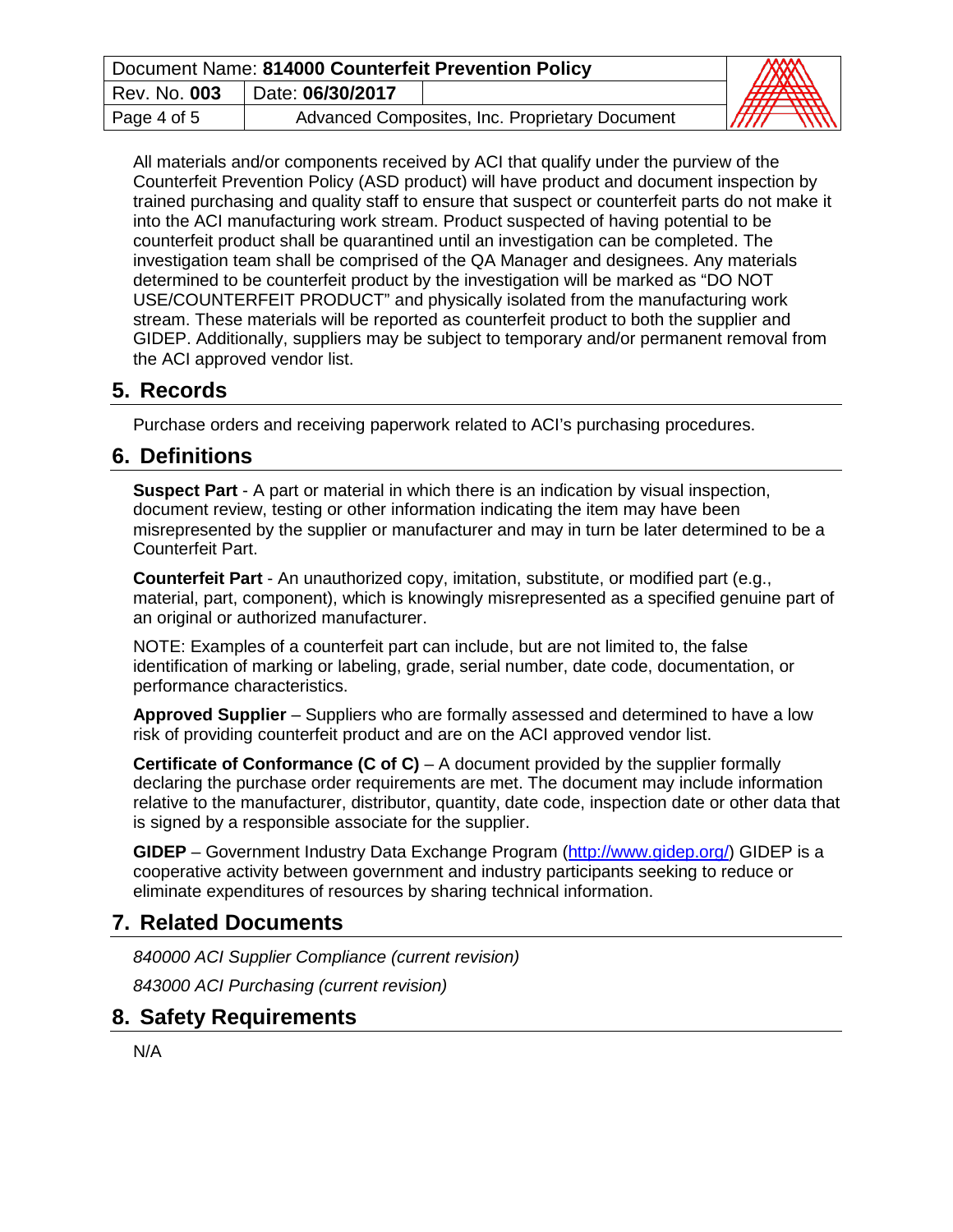All materials and/or components received by ACI that qualify under the purview of the Counterfeit Prevention Policy (ASD product) will have product and document inspection by trained purchasing and quality staff to ensure that suspect or counterfeit parts do not make it into the ACI manufacturing work stream. Product suspected of having potential to be counterfeit product shall be quarantined until an investigation can be completed. The investigation team shall be comprised of the QA Manager and designees. Any materials determined to be counterfeit product by the investigation will be marked as “DO NOT USE/COUNTERFEIT PRODUCT” and physically isolated from the manufacturing work stream. These materials will be reported as counterfeit product to both the supplier and GIDEP. Additionally, suppliers may be subject to temporary and/or permanent removal from the ACI approved vendor list.

## 5. Records

Purchase orders and receiving paperwork related to ACI’s purchasing procedures.

## 6. Definitions

**Suspect Part** - A part or material in which there is an indication by visual inspection, document review, testing or other information indicating the item may have been misrepresented by the supplier or manufacturer and may in turn be later determined to be a Counterfeit Part.

**Counterfeit Part** - An unauthorized copy, imitation, substitute, or modified part (e.g., material, part, component), which is knowingly misrepresented as a specified genuine part of an original or authorized manufacturer.

NOTE: Examples of a counterfeit part can include, but are not limited to, the false identification of marking or labeling, grade, serial number, date code, documentation, or performance characteristics.

**Approved Supplier** – Suppliers who are formally assessed and determined to have a low risk of providing counterfeit product and are on the ACI approved vendor list.

**Certificate of Conformance (C of C)** – A document provided by the supplier formally declaring the purchase order requirements are met. The document may include information relative to the manufacturer, distributor, quantity, date code, inspection date or other data that is signed by a responsible associate for the supplier.

**GIDEP** – Government Industry Data Exchange Program (http://www.gidep.org/) GIDEP is a cooperative activity between government and industry participants seeking to reduce or eliminate expenditures of resources by sharing technical information.

## 7. Related Documents

*840000 ACI Supplier Compliance (current revision)*

*843000 ACI Purchasing (current revision)*

## 8. Safety Requirements

N/A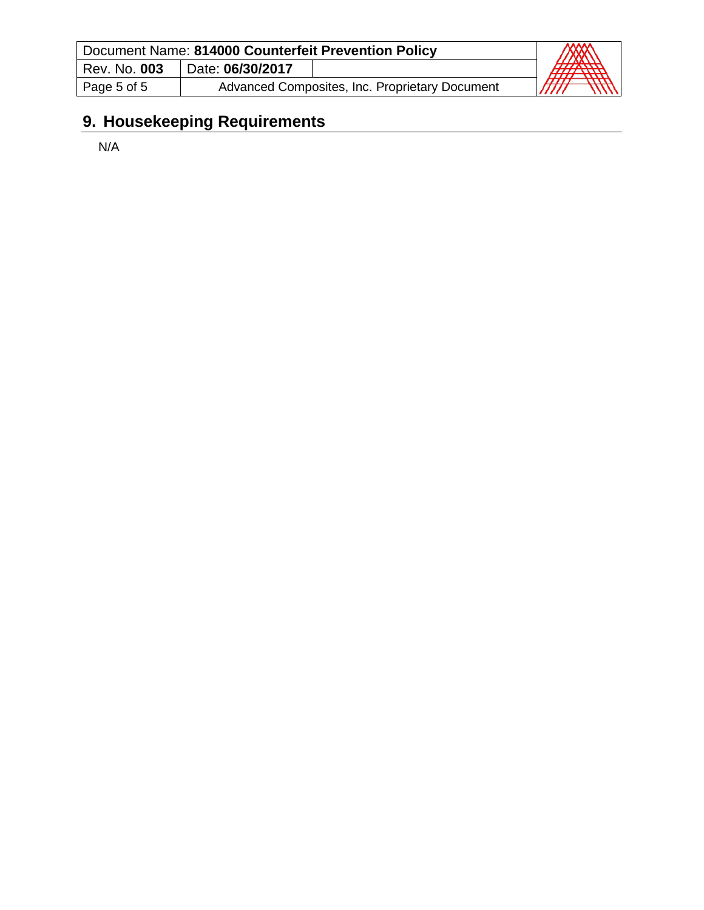## 9. Housekeeping Requirements

N/A